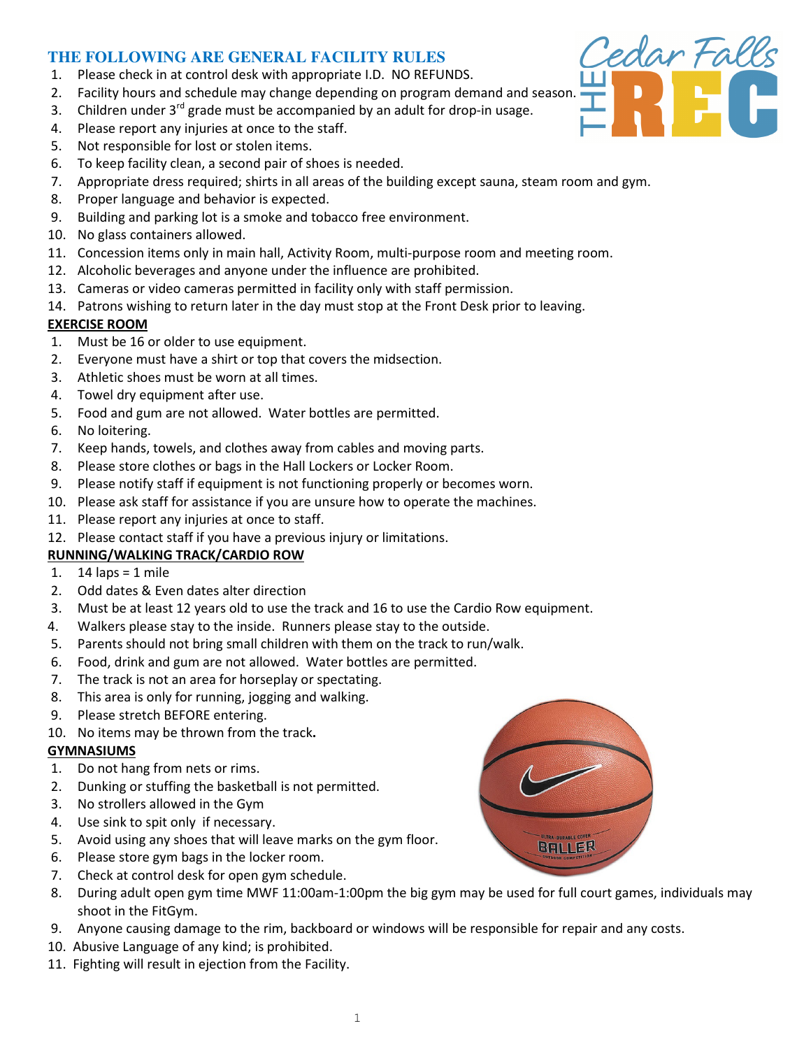## THE FOLLOWING ARE GENERAL FACILITY RULES

1. Please check in at control desk with appropriate I.D. NO REFUNDS.
2. Facility hours and schedule may change depending on program demand and season.
3. Children under 3rd grade must be accompanied by an adult for drop-in usage.
4. Please report any injuries at once to the staff.
5. Not responsible for lost or stolen items.
6. To keep facility clean, a second pair of shoes is needed.
7. Appropriate dress required; shirts in all areas of the building except sauna, steam room and gym.
8. Proper language and behavior is expected.
9. Building and parking lot is a smoke and tobacco free environment.
10. No glass containers allowed.
11. Concession items only in main hall, Activity Room, multi-purpose room and meeting room.
12. Alcoholic beverages and anyone under the influence are prohibited.
13. Cameras or video cameras permitted in facility only with staff permission.
14. Patrons wishing to return later in the day must stop at the Front Desk prior to leaving.

### EXERCISE ROOM

1. Must be 16 or older to use equipment.
2. Everyone must have a shirt or top that covers the midsection.
3. Athletic shoes must be worn at all times.
4. Towel dry equipment after use.
5. Food and gum are not allowed. Water bottles are permitted.
6. No loitering.
7. Keep hands, towels, and clothes away from cables and moving parts.
8. Please store clothes or bags in the Hall Lockers or Locker Room.
9. Please notify staff if equipment is not functioning properly or becomes worn.
10. Please ask staff for assistance if you are unsure how to operate the machines.
11. Please report any injuries at once to staff.
12. Please contact staff if you have a previous injury or limitations.

### RUNNING/WALKING TRACK/CARDIO ROW

1. 14 laps = 1 mile
2. Odd dates & Even dates alter direction
3. Must be at least 12 years old to use the track and 16 to use the Cardio Row equipment.
4. Walkers please stay to the inside. Runners please stay to the outside.
5. Parents should not bring small children with them on the track to run/walk.
6. Food, drink and gum are not allowed. Water bottles are permitted.
7. The track is not an area for horseplay or spectating.
8. This area is only for running, jogging and walking.
9. Please stretch BEFORE entering.
10. No items may be thrown from the track.

### GYMNASIUMS

1. Do not hang from nets or rims.
2. Dunking or stuffing the basketball is not permitted.
3. No strollers allowed in the Gym
4. Use sink to spit only if necessary.
5. Avoid using any shoes that will leave marks on the gym floor.
6. Please store gym bags in the locker room.
7. Check at control desk for open gym schedule.
8. During adult open gym time MWF 11:00am-1:00pm the big gym may be used for full court games, individuals may shoot in the FitGym.
9. Anyone causing damage to the rim, backboard or windows will be responsible for repair and any costs.
10. Abusive Language of any kind; is prohibited.
11. Fighting will result in ejection from the Facility.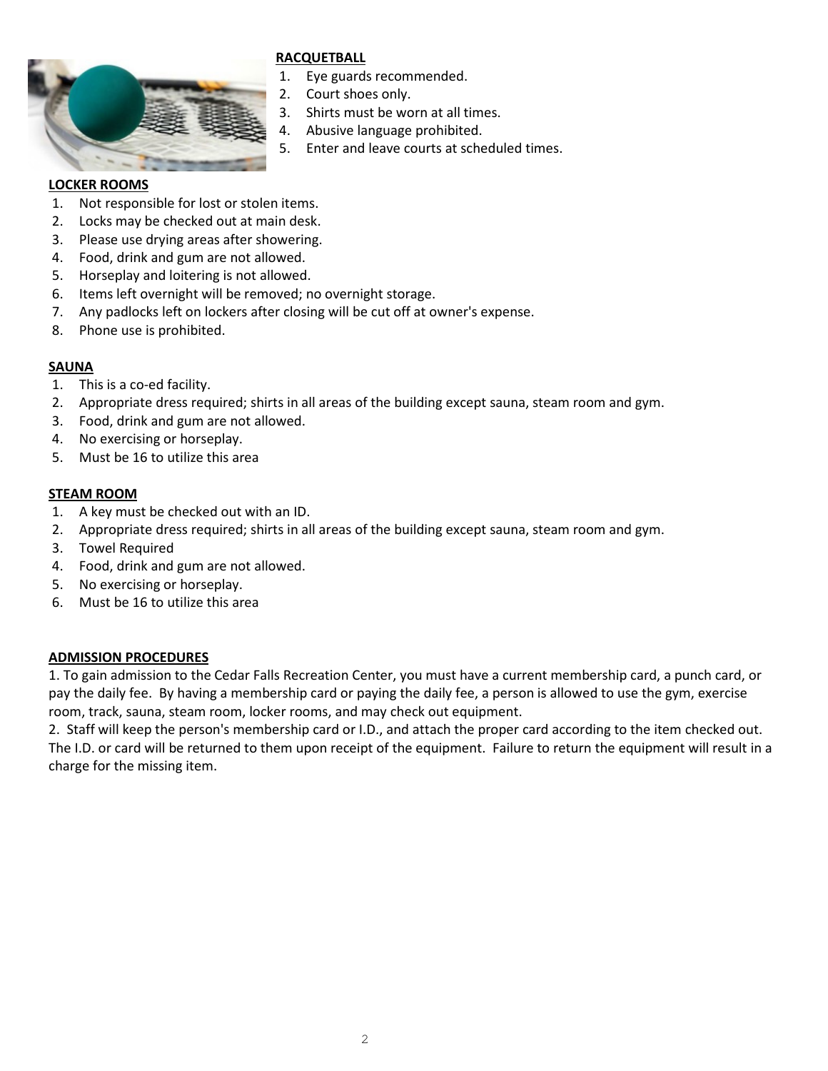**RACQUETBALL**

1. Eye guards recommended.
2. Court shoes only.
3. Shirts must be worn at all times.
4. Abusive language prohibited.
5. Enter and leave courts at scheduled times.

**LOCKER ROOMS**

1. Not responsible for lost or stolen items.
2. Locks may be checked out at main desk.
3. Please use drying areas after showering.
4. Food, drink and gum are not allowed.
5. Horseplay and loitering is not allowed.
6. Items left overnight will be removed; no overnight storage.
7. Any padlocks left on lockers after closing will be cut off at owner's expense.
8. Phone use is prohibited.

**SAUNA**

1. This is a co-ed facility.
2. Appropriate dress required; shirts in all areas of the building except sauna, steam room and gym.
3. Food, drink and gum are not allowed.
4. No exercising or horseplay.
5. Must be 16 to utilize this area

**STEAM ROOM**

1. A key must be checked out with an ID.
2. Appropriate dress required; shirts in all areas of the building except sauna, steam room and gym.
3. Towel Required
4. Food, drink and gum are not allowed.
5. No exercising or horseplay.
6. Must be 16 to utilize this area

**ADMISSION PROCEDURES**

1. To gain admission to the Cedar Falls Recreation Center, you must have a current membership card, a punch card, or pay the daily fee. By having a membership card or paying the daily fee, a person is allowed to use the gym, exercise room, track, sauna, steam room, locker rooms, and may check out equipment.
2. Staff will keep the person's membership card or I.D., and attach the proper card according to the item checked out. The I.D. or card will be returned to them upon receipt of the equipment. Failure to return the equipment will result in a charge for the missing item.